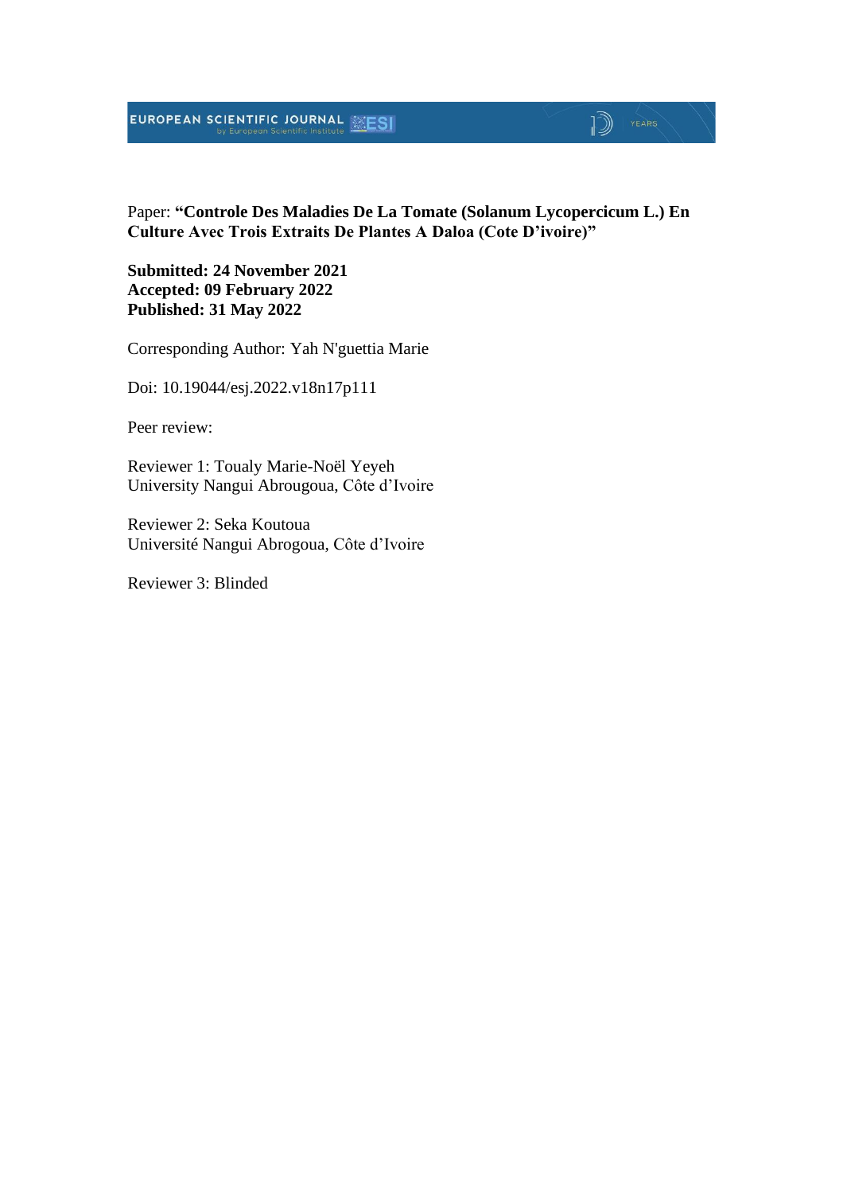Paper: **"Controle Des Maladies De La Tomate (Solanum Lycopercicum L.) En Culture Avec Trois Extraits De Plantes A Daloa (Cote D'ivoire)"**

**Submitted: 24 November 2021**
**Accepted: 09 February 2022**
**Published: 31 May 2022**

Corresponding Author: Yah N'guettia Marie

Doi: 10.19044/esj.2022.v18n17p111

Peer review:

Reviewer 1: Toualy Marie-Noël Yeyeh
University Nangui Abrougoua, Côte d'Ivoire

Reviewer 2: Seka Koutoua
Université Nangui Abrogoua, Côte d'Ivoire

Reviewer 3: Blinded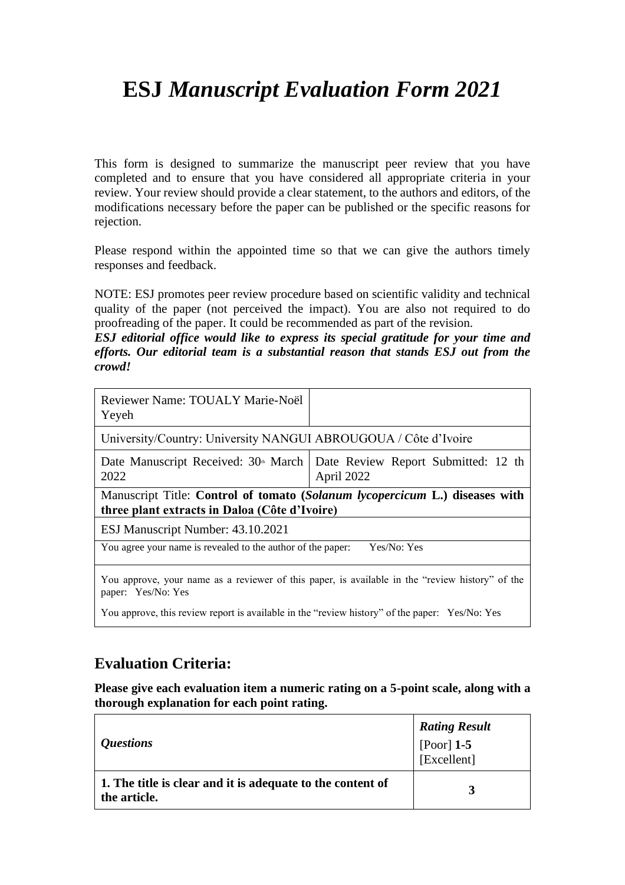# **ESJ** *Manuscript Evaluation Form 2021*

This form is designed to summarize the manuscript peer review that you have completed and to ensure that you have considered all appropriate criteria in your review. Your review should provide a clear statement, to the authors and editors, of the modifications necessary before the paper can be published or the specific reasons for rejection.

Please respond within the appointed time so that we can give the authors timely responses and feedback.

NOTE: ESJ promotes peer review procedure based on scientific validity and technical quality of the paper (not perceived the impact). You are also not required to do proofreading of the paper. It could be recommended as part of the revision.

***ESJ editorial office would like to express its special gratitude for your time and efforts. Our editorial team is a substantial reason that stands ESJ out from the crowd!***

| Reviewer Name: TOUALY Marie-Noël Yeyeh | |
|---|---|
| University/Country: University NANGUI ABROUGOUA / Côte d'Ivoire | |
| Date Manuscript Received: 30th March 2022 | Date Review Report Submitted: 12 th April 2022 |
| Manuscript Title: **Control of tomato (*Solanum lycopercicum* L.) diseases with three plant extracts in Daloa (Côte d'Ivoire)** | |
| ESJ Manuscript Number: 43.10.2021 | |
| You agree your name is revealed to the author of the paper: Yes/No: Yes | |
| You approve, your name as a reviewer of this paper, is available in the "review history" of the paper: Yes/No: Yes<br>You approve, this review report is available in the "review history" of the paper: Yes/No: Yes | |

## **Evaluation Criteria:**

**Please give each evaluation item a numeric rating on a 5-point scale, along with a thorough explanation for each point rating.**

| *Questions* | ***Rating Result*** [Poor] **1-5** [Excellent] |
|---|---|
| **1. The title is clear and it is adequate to the content of the article.** | **3** |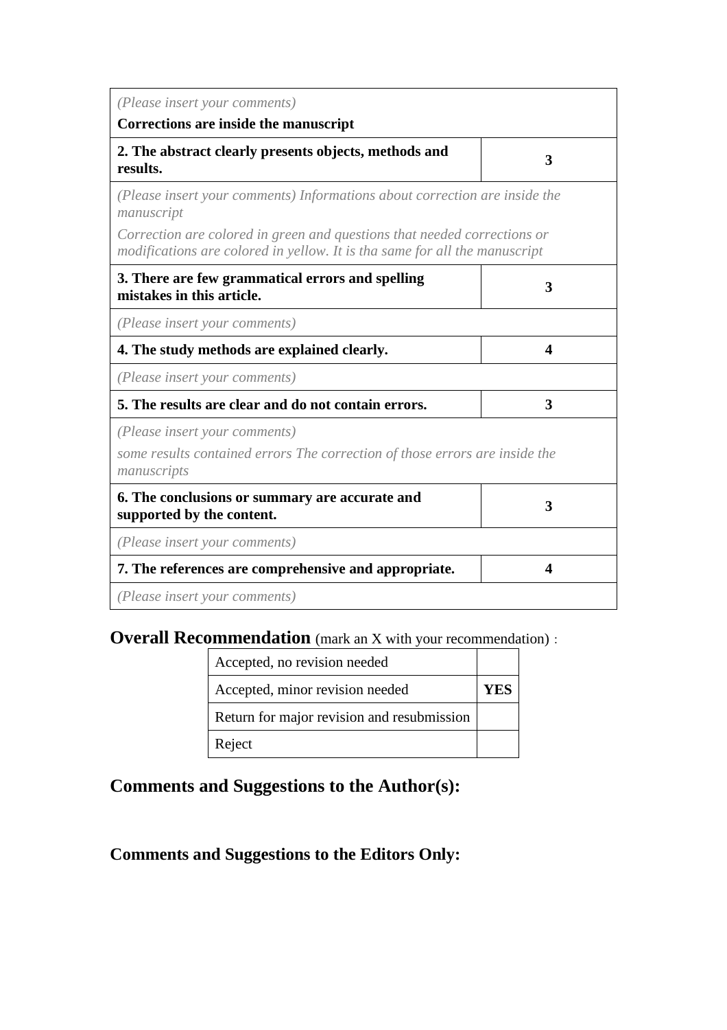| | |
|---|---|
| *(Please insert your comments)*<br>**Corrections are inside the manuscript** | |
| **2. The abstract clearly presents objects, methods and results.** | **3** |
| *(Please insert your comments) Informations about correction are inside the manuscript*<br>*Correction are colored in green and questions that needed corrections or modifications are colored in yellow. It is tha same for all the manuscript* | |
| **3. There are few grammatical errors and spelling mistakes in this article.** | **3** |
| *(Please insert your comments)* | |
| **4. The study methods are explained clearly.** | **4** |
| *(Please insert your comments)* | |
| **5. The results are clear and do not contain errors.** | **3** |
| *(Please insert your comments)*<br>*some results contained errors The correction of those errors are inside the manuscripts* | |
| **6. The conclusions or summary are accurate and supported by the content.** | **3** |
| *(Please insert your comments)* | |
| **7. The references are comprehensive and appropriate.** | **4** |
| *(Please insert your comments)* | |

## Overall Recommendation (mark an X with your recommendation) :

| | |
|---|---|
| Accepted, no revision needed | |
| Accepted, minor revision needed | **YES** |
| Return for major revision and resubmission | |
| Reject | |

## Comments and Suggestions to the Author(s):

## Comments and Suggestions to the Editors Only: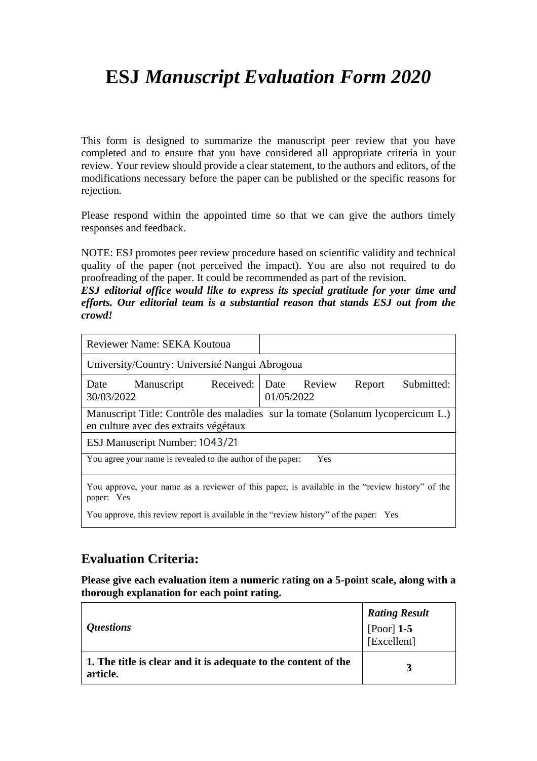# ESJ *Manuscript Evaluation Form 2020*

This form is designed to summarize the manuscript peer review that you have completed and to ensure that you have considered all appropriate criteria in your review. Your review should provide a clear statement, to the authors and editors, of the modifications necessary before the paper can be published or the specific reasons for rejection.

Please respond within the appointed time so that we can give the authors timely responses and feedback.

NOTE: ESJ promotes peer review procedure based on scientific validity and technical quality of the paper (not perceived the impact). You are also not required to do proofreading of the paper. It could be recommended as part of the revision.

***ESJ editorial office would like to express its special gratitude for your time and efforts. Our editorial team is a substantial reason that stands ESJ out from the crowd!***

| Reviewer Name: SEKA Koutoua | |
|---|---|
| University/Country: Université Nangui Abrogoua | |
| Date Manuscript Received: 30/03/2022 | Date Review Report Submitted: 01/05/2022 |
| Manuscript Title: Contrôle des maladies sur la tomate (Solanum lycopercicum L.) en culture avec des extraits végétaux | |
| ESJ Manuscript Number: 1043/21 | |
| You agree your name is revealed to the author of the paper: Yes | |
| You approve, your name as a reviewer of this paper, is available in the "review history" of the paper: Yes<br>You approve, this review report is available in the "review history" of the paper: Yes | |

## Evaluation Criteria:

**Please give each evaluation item a numeric rating on a 5-point scale, along with a thorough explanation for each point rating.**

| *Questions* | ***Rating Result***<br>[Poor] **1-5** [Excellent] |
|---|---|
| **1. The title is clear and it is adequate to the content of the article.** | **3** |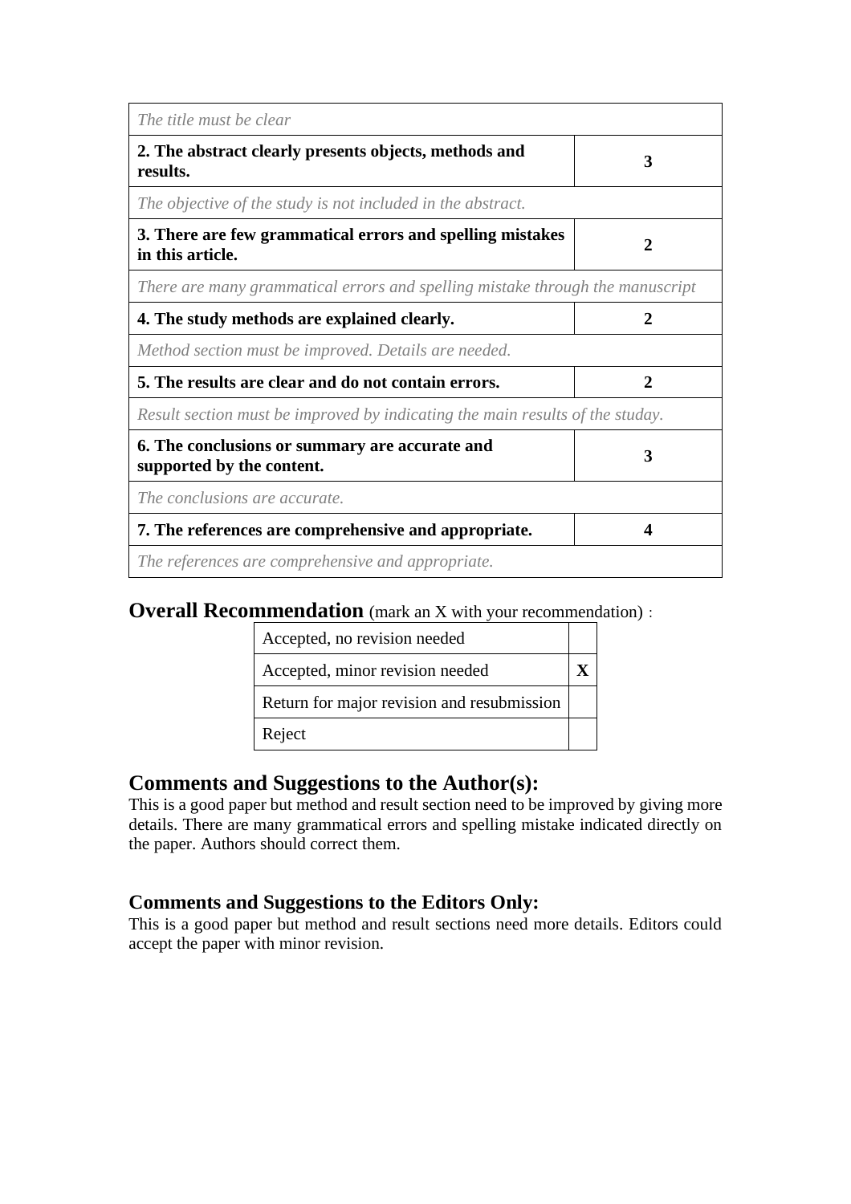| | |
|---|---|
| *The title must be clear* | |
| **2. The abstract clearly presents objects, methods and results.** | **3** |
| *The objective of the study is not included in the abstract.* | |
| **3. There are few grammatical errors and spelling mistakes in this article.** | **2** |
| *There are many grammatical errors and spelling mistake through the manuscript* | |
| **4. The study methods are explained clearly.** | **2** |
| *Method section must be improved. Details are needed.* | |
| **5. The results are clear and do not contain errors.** | **2** |
| *Result section must be improved by indicating the main results of the studay.* | |
| **6. The conclusions or summary are accurate and supported by the content.** | **3** |
| *The conclusions are accurate.* | |
| **7. The references are comprehensive and appropriate.** | **4** |
| *The references are comprehensive and appropriate.* | |

## Overall Recommendation (mark an X with your recommendation) :

| | |
|---|---|
| Accepted, no revision needed | |
| Accepted, minor revision needed | **X** |
| Return for major revision and resubmission | |
| Reject | |

## Comments and Suggestions to the Author(s):

This is a good paper but method and result section need to be improved by giving more details. There are many grammatical errors and spelling mistake indicated directly on the paper. Authors should correct them.

## Comments and Suggestions to the Editors Only:

This is a good paper but method and result sections need more details. Editors could accept the paper with minor revision.